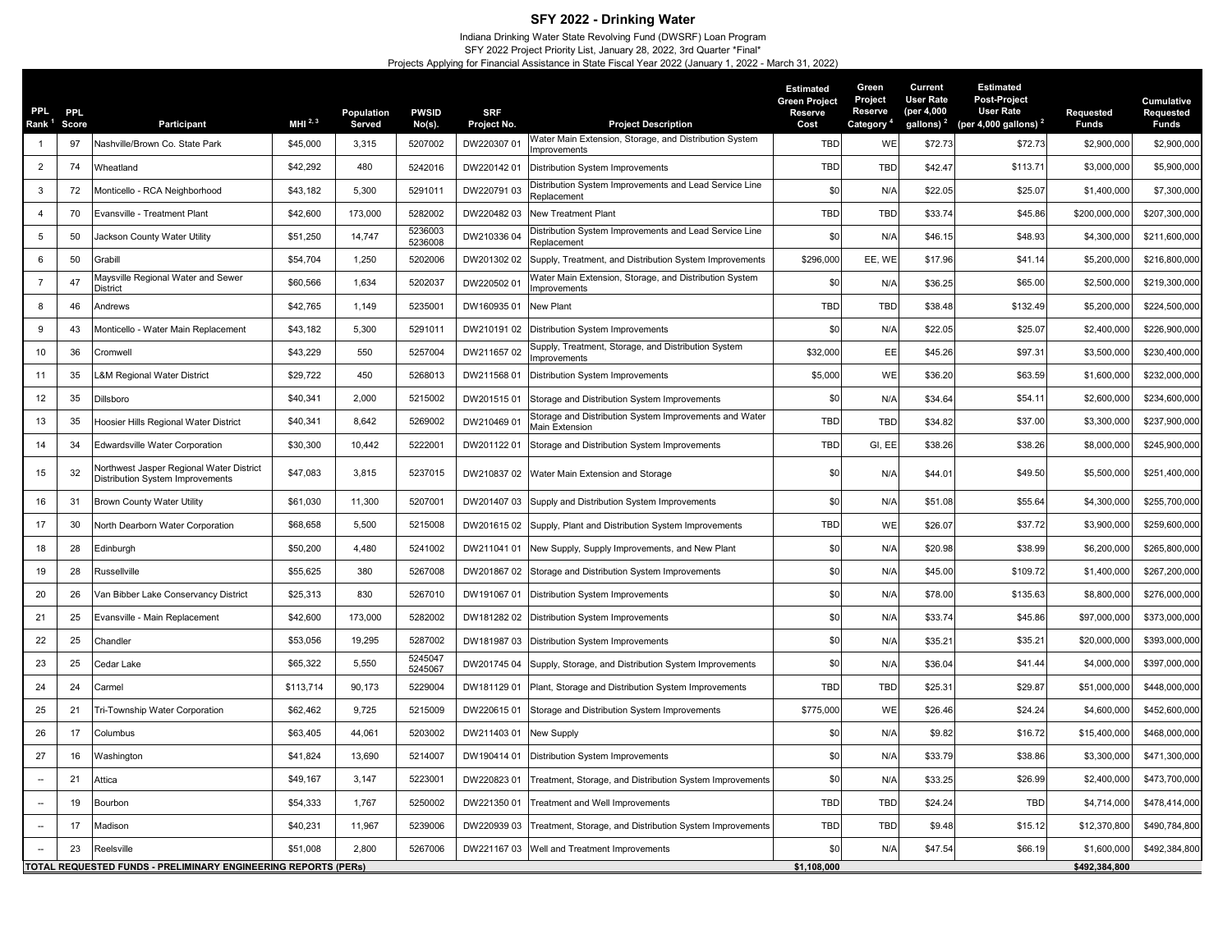# SFY 2022 - Drinking Water

Indiana Drinking Water State Revolving Fund (DWSRF) Loan Program
SFY 2022 Project Priority List, January 28, 2022, 3rd Quarter *Final*
Projects Applying for Financial Assistance in State Fiscal Year 2022 (January 1, 2022 - March 31, 2022)

| PPL Rank [1] | PPL Score | Participant | MHI [2, 3] | Population Served | PWSID No(s). | SRF Project No. | Project Description | Estimated Green Project Reserve Cost | Green Project Reserve Category [4] | Current User Rate (per 4,000 gallons) [2] | Estimated Post-Project User Rate (per 4,000 gallons) [2] | Requested Funds | Cumulative Requested Funds |
|---|---|---|---|---|---|---|---|---|---|---|---|---|---|
| 1 | 97 | Nashville/Brown Co. State Park | $45,000 | 3,315 | 5207002 | DW220307 01 | Water Main Extension, Storage, and Distribution System Improvements | TBD | WE | $72.73 | $72.73 | $2,900,000 | $2,900,000 |
| 2 | 74 | Wheatland | $42,292 | 480 | 5242016 | DW220142 01 | Distribution System Improvements | TBD | TBD | $42.47 | $113.71 | $3,000,000 | $5,900,000 |
| 3 | 72 | Monticello - RCA Neighborhood | $43,182 | 5,300 | 5291011 | DW220791 03 | Distribution System Improvements and Lead Service Line Replacement | $0 | N/A | $22.05 | $25.07 | $1,400,000 | $7,300,000 |
| 4 | 70 | Evansville - Treatment Plant | $42,600 | 173,000 | 5282002 | DW220482 03 | New Treatment Plant | TBD | TBD | $33.74 | $45.86 | $200,000,000 | $207,300,000 |
| 5 | 50 | Jackson County Water Utility | $51,250 | 14,747 | 5236003 5236008 | DW210336 04 | Distribution System Improvements and Lead Service Line Replacement | $0 | N/A | $46.15 | $48.93 | $4,300,000 | $211,600,000 |
| 6 | 50 | Grabill | $54,704 | 1,250 | 5202006 | DW201302 02 | Supply, Treatment, and Distribution System Improvements | $296,000 | EE, WE | $17.96 | $41.14 | $5,200,000 | $216,800,000 |
| 7 | 47 | Maysville Regional Water and Sewer District | $60,566 | 1,634 | 5202037 | DW220502 01 | Water Main Extension, Storage, and Distribution System Improvements | $0 | N/A | $36.25 | $65.00 | $2,500,000 | $219,300,000 |
| 8 | 46 | Andrews | $42,765 | 1,149 | 5235001 | DW160935 01 | New Plant | TBD | TBD | $38.48 | $132.49 | $5,200,000 | $224,500,000 |
| 9 | 43 | Monticello - Water Main Replacement | $43,182 | 5,300 | 5291011 | DW210191 02 | Distribution System Improvements | $0 | N/A | $22.05 | $25.07 | $2,400,000 | $226,900,000 |
| 10 | 36 | Cromwell | $43,229 | 550 | 5257004 | DW211657 02 | Supply, Treatment, Storage, and Distribution System Improvements | $32,000 | EE | $45.26 | $97.31 | $3,500,000 | $230,400,000 |
| 11 | 35 | L&M Regional Water District | $29,722 | 450 | 5268013 | DW211568 01 | Distribution System Improvements | $5,000 | WE | $36.20 | $63.59 | $1,600,000 | $232,000,000 |
| 12 | 35 | Dillsboro | $40,341 | 2,000 | 5215002 | DW201515 01 | Storage and Distribution System Improvements | $0 | N/A | $34.64 | $54.11 | $2,600,000 | $234,600,000 |
| 13 | 35 | Hoosier Hills Regional Water District | $40,341 | 8,642 | 5269002 | DW210469 01 | Storage and Distribution System Improvements and Water Main Extension | TBD | TBD | $34.82 | $37.00 | $3,300,000 | $237,900,000 |
| 14 | 34 | Edwardsville Water Corporation | $30,300 | 10,442 | 5222001 | DW201122 01 | Storage and Distribution System Improvements | TBD | GI, EE | $38.26 | $38.26 | $8,000,000 | $245,900,000 |
| 15 | 32 | Northwest Jasper Regional Water District Distribution System Improvements | $47,083 | 3,815 | 5237015 | DW210837 02 | Water Main Extension and Storage | $0 | N/A | $44.01 | $49.50 | $5,500,000 | $251,400,000 |
| 16 | 31 | Brown County Water Utility | $61,030 | 11,300 | 5207001 | DW201407 03 | Supply and Distribution System Improvements | $0 | N/A | $51.08 | $55.64 | $4,300,000 | $255,700,000 |
| 17 | 30 | North Dearborn Water Corporation | $68,658 | 5,500 | 5215008 | DW201615 02 | Supply, Plant and Distribution System Improvements | TBD | WE | $26.07 | $37.72 | $3,900,000 | $259,600,000 |
| 18 | 28 | Edinburgh | $50,200 | 4,480 | 5241002 | DW211041 01 | New Supply, Supply Improvements, and New Plant | $0 | N/A | $20.98 | $38.99 | $6,200,000 | $265,800,000 |
| 19 | 28 | Russellville | $55,625 | 380 | 5267008 | DW201867 02 | Storage and Distribution System Improvements | $0 | N/A | $45.00 | $109.72 | $1,400,000 | $267,200,000 |
| 20 | 26 | Van Bibber Lake Conservancy District | $25,313 | 830 | 5267010 | DW191067 01 | Distribution System Improvements | $0 | N/A | $78.00 | $135.63 | $8,800,000 | $276,000,000 |
| 21 | 25 | Evansville - Main Replacement | $42,600 | 173,000 | 5282002 | DW181282 02 | Distribution System Improvements | $0 | N/A | $33.74 | $45.86 | $97,000,000 | $373,000,000 |
| 22 | 25 | Chandler | $53,056 | 19,295 | 5287002 | DW181987 03 | Distribution System Improvements | $0 | N/A | $35.21 | $35.21 | $20,000,000 | $393,000,000 |
| 23 | 25 | Cedar Lake | $65,322 | 5,550 | 5245047 5245067 | DW201745 04 | Supply, Storage, and Distribution System Improvements | $0 | N/A | $36.04 | $41.44 | $4,000,000 | $397,000,000 |
| 24 | 24 | Carmel | $113,714 | 90,173 | 5229004 | DW181129 01 | Plant, Storage and Distribution System Improvements | TBD | TBD | $25.31 | $29.87 | $51,000,000 | $448,000,000 |
| 25 | 21 | Tri-Township Water Corporation | $62,462 | 9,725 | 5215009 | DW220615 01 | Storage and Distribution System Improvements | $775,000 | WE | $26.46 | $24.24 | $4,600,000 | $452,600,000 |
| 26 | 17 | Columbus | $63,405 | 44,061 | 5203002 | DW211403 01 | New Supply | $0 | N/A | $9.82 | $16.72 | $15,400,000 | $468,000,000 |
| 27 | 16 | Washington | $41,824 | 13,690 | 5214007 | DW190414 01 | Distribution System Improvements | $0 | N/A | $33.79 | $38.86 | $3,300,000 | $471,300,000 |
| -- | 21 | Attica | $49,167 | 3,147 | 5223001 | DW220823 01 | Treatment, Storage, and Distribution System Improvements | $0 | N/A | $33.25 | $26.99 | $2,400,000 | $473,700,000 |
| -- | 19 | Bourbon | $54,333 | 1,767 | 5250002 | DW221350 01 | Treatment and Well Improvements | TBD | TBD | $24.24 | TBD | $4,714,000 | $478,414,000 |
| -- | 17 | Madison | $40,231 | 11,967 | 5239006 | DW220939 03 | Treatment, Storage, and Distribution System Improvements | TBD | TBD | $9.48 | $15.12 | $12,370,800 | $490,784,800 |
| -- | 23 | Reelsville | $51,008 | 2,800 | 5267006 | DW221167 03 | Well and Treatment Improvements | $0 | N/A | $47.54 | $66.19 | $1,600,000 | $492,384,800 |
| **TOTAL REQUESTED FUNDS - PRELIMINARY ENGINEERING REPORTS (PERs)** | | | | | | | | **$1,108,000** | | | | **$492,384,800** | |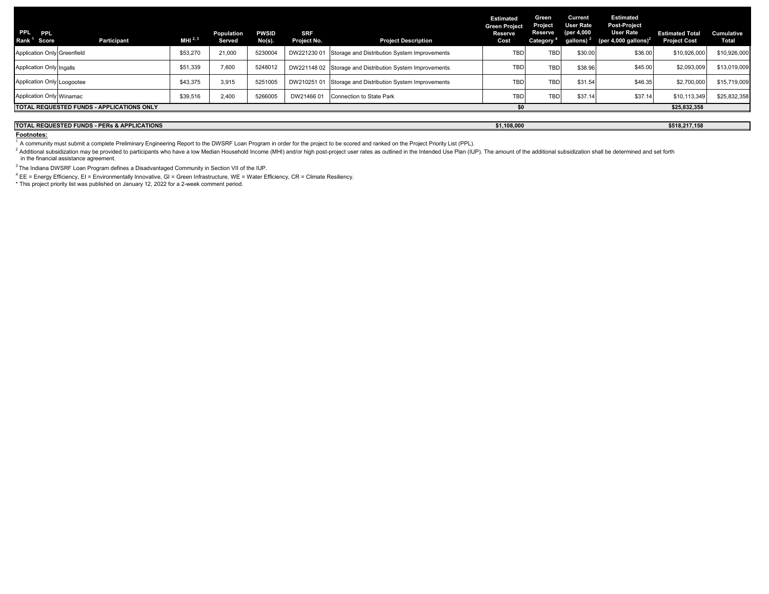| PPL Rank [1] | PPL Score | Participant | MHI [2,3] | Population Served | PWSID No(s). | SRF Project No. | Project Description | Estimated Green Project Reserve Cost | Green Project Reserve Category [4] | Current User Rate (per 4,000 gallons) [2] | Estimated Post-Project User Rate (per 4,000 gallons)[2] | Estimated Total Project Cost | Cumulative Total |
|---|---|---|---|---|---|---|---|---|---|---|---|---|---|
| Application Only | | Greenfield | $53,270 | 21,000 | 5230004 | DW221230 01 | Storage and Distribution System Improvements | TBD | TBD | $30.00 | $36.00 | $10,926,000 | $10,926,000 |
| Application Only | | Ingalls | $51,339 | 7,600 | 5248012 | DW221148 02 | Storage and Distribution System Improvements | TBD | TBD | $38.96 | $45.00 | $2,093,009 | $13,019,009 |
| Application Only | | Loogootee | $43,375 | 3,915 | 5251005 | DW210251 01 | Storage and Distribution System Improvements | TBD | TBD | $31.54 | $46.35 | $2,700,000 | $15,719,009 |
| Application Only | | Winamac | $39,516 | 2,400 | 5266005 | DW21466 01 | Connection to State Park | TBD | TBD | $37.14 | $37.14 | $10,113,349 | $25,832,358 |
| **TOTAL REQUESTED FUNDS - APPLICATIONS ONLY** | | | | | | | | **$0** | | | | **$25,832,358** | |

| | | | | |
|---|---|---|---|---|
| **TOTAL REQUESTED FUNDS - PERs & APPLICATIONS** | | **$1,108,000** | | **$518,217,158** |

**Footnotes:**

[1] A community must submit a complete Preliminary Engineering Report to the DWSRF Loan Program in order for the project to be scored and ranked on the Project Priority List (PPL).

[2] Additional subsidization may be provided to participants who have a low Median Household Income (MHI) and/or high post-project user rates as outlined in the Intended Use Plan (IUP). The amount of the additional subsidization shall be determined and set forth in the financial assistance agreement.

[3] The Indiana DWSRF Loan Program defines a Disadvantaged Community in Section VII of the IUP.

[4] EE = Energy Efficiency, EI = Environmentally Innovative, GI = Green Infrastructure, WE = Water Efficiency, CR = Climate Resiliency.

* This project priority list was published on January 12, 2022 for a 2-week comment period.